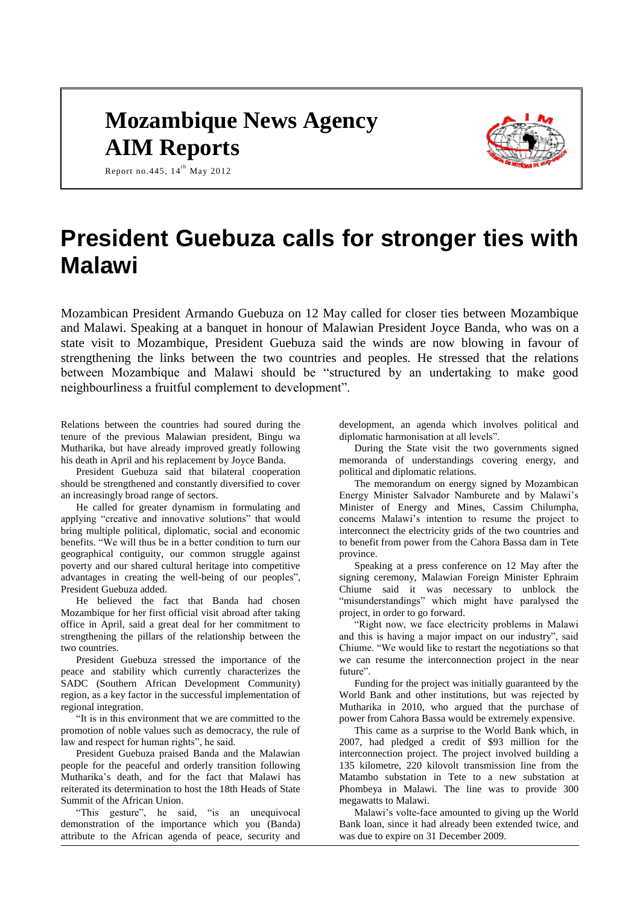# Mozambique News Agency
# AIM Reports

Report no.445, 14th May 2012

# President Guebuza calls for stronger ties with Malawi

Mozambican President Armando Guebuza on 12 May called for closer ties between Mozambique and Malawi. Speaking at a banquet in honour of Malawian President Joyce Banda, who was on a state visit to Mozambique, President Guebuza said the winds are now blowing in favour of strengthening the links between the two countries and peoples. He stressed that the relations between Mozambique and Malawi should be "structured by an undertaking to make good neighbourliness a fruitful complement to development".

Relations between the countries had soured during the tenure of the previous Malawian president, Bingu wa Mutharika, but have already improved greatly following his death in April and his replacement by Joyce Banda.

President Guebuza said that bilateral cooperation should be strengthened and constantly diversified to cover an increasingly broad range of sectors.

He called for greater dynamism in formulating and applying "creative and innovative solutions" that would bring multiple political, diplomatic, social and economic benefits. "We will thus be in a better condition to turn our geographical contiguity, our common struggle against poverty and our shared cultural heritage into competitive advantages in creating the well-being of our peoples", President Guebuza added.

He believed the fact that Banda had chosen Mozambique for her first official visit abroad after taking office in April, said a great deal for her commitment to strengthening the pillars of the relationship between the two countries.

President Guebuza stressed the importance of the peace and stability which currently characterizes the SADC (Southern African Development Community) region, as a key factor in the successful implementation of regional integration.

"It is in this environment that we are committed to the promotion of noble values such as democracy, the rule of law and respect for human rights", he said.

President Guebuza praised Banda and the Malawian people for the peaceful and orderly transition following Mutharika's death, and for the fact that Malawi has reiterated its determination to host the 18th Heads of State Summit of the African Union.

"This gesture", he said, "is an unequivocal demonstration of the importance which you (Banda) attribute to the African agenda of peace, security and development, an agenda which involves political and diplomatic harmonisation at all levels".

During the State visit the two governments signed memoranda of understandings covering energy, and political and diplomatic relations.

The memorandum on energy signed by Mozambican Energy Minister Salvador Namburete and by Malawi's Minister of Energy and Mines, Cassim Chilumpha, concerns Malawi's intention to resume the project to interconnect the electricity grids of the two countries and to benefit from power from the Cahora Bassa dam in Tete province.

Speaking at a press conference on 12 May after the signing ceremony, Malawian Foreign Minister Ephraim Chiume said it was necessary to unblock the "misunderstandings" which might have paralysed the project, in order to go forward.

"Right now, we face electricity problems in Malawi and this is having a major impact on our industry", said Chiume. "We would like to restart the negotiations so that we can resume the interconnection project in the near future".

Funding for the project was initially guaranteed by the World Bank and other institutions, but was rejected by Mutharika in 2010, who argued that the purchase of power from Cahora Bassa would be extremely expensive.

This came as a surprise to the World Bank which, in 2007, had pledged a credit of $93 million for the interconnection project. The project involved building a 135 kilometre, 220 kilovolt transmission line from the Matambo substation in Tete to a new substation at Phombeya in Malawi. The line was to provide 300 megawatts to Malawi.

Malawi's volte-face amounted to giving up the World Bank loan, since it had already been extended twice, and was due to expire on 31 December 2009.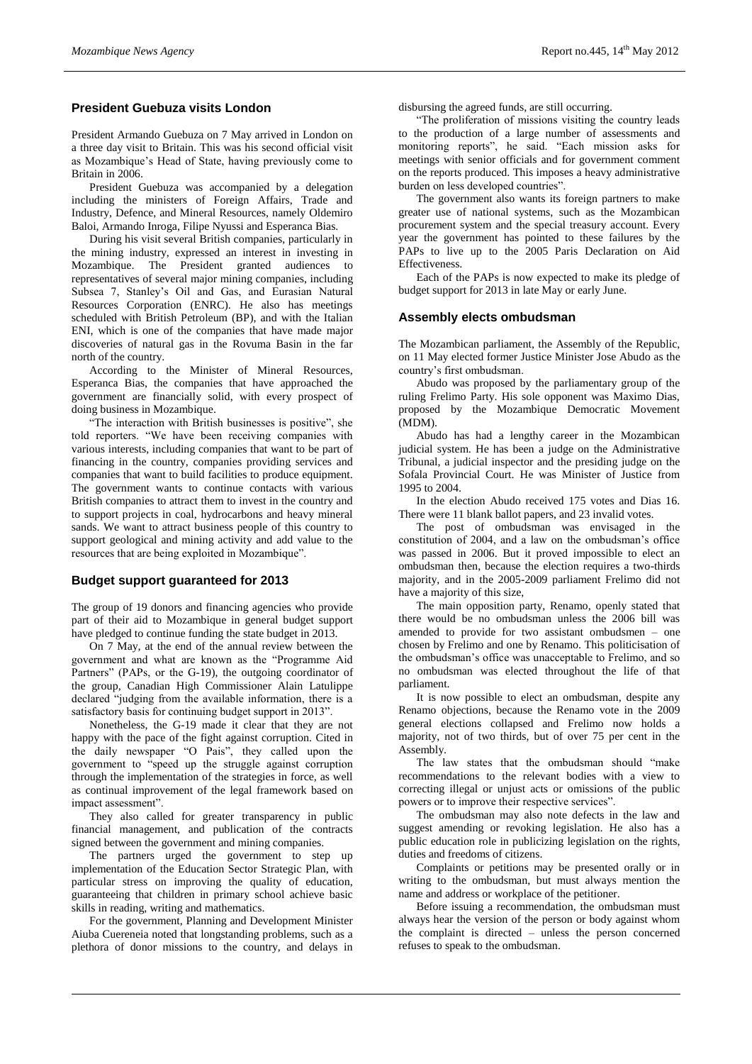## President Guebuza visits London

President Armando Guebuza on 7 May arrived in London on a three day visit to Britain. This was his second official visit as Mozambique's Head of State, having previously come to Britain in 2006.

President Guebuza was accompanied by a delegation including the ministers of Foreign Affairs, Trade and Industry, Defence, and Mineral Resources, namely Oldemiro Baloi, Armando Inroga, Filipe Nyussi and Esperanca Bias.

During his visit several British companies, particularly in the mining industry, expressed an interest in investing in Mozambique. The President granted audiences to representatives of several major mining companies, including Subsea 7, Stanley's Oil and Gas, and Eurasian Natural Resources Corporation (ENRC). He also has meetings scheduled with British Petroleum (BP), and with the Italian ENI, which is one of the companies that have made major discoveries of natural gas in the Rovuma Basin in the far north of the country.

According to the Minister of Mineral Resources, Esperanca Bias, the companies that have approached the government are financially solid, with every prospect of doing business in Mozambique.

"The interaction with British businesses is positive", she told reporters. "We have been receiving companies with various interests, including companies that want to be part of financing in the country, companies providing services and companies that want to build facilities to produce equipment. The government wants to continue contacts with various British companies to attract them to invest in the country and to support projects in coal, hydrocarbons and heavy mineral sands. We want to attract business people of this country to support geological and mining activity and add value to the resources that are being exploited in Mozambique".

## Budget support guaranteed for 2013

The group of 19 donors and financing agencies who provide part of their aid to Mozambique in general budget support have pledged to continue funding the state budget in 2013.

On 7 May, at the end of the annual review between the government and what are known as the "Programme Aid Partners" (PAPs, or the G-19), the outgoing coordinator of the group, Canadian High Commissioner Alain Latulippe declared "judging from the available information, there is a satisfactory basis for continuing budget support in 2013".

Nonetheless, the G-19 made it clear that they are not happy with the pace of the fight against corruption. Cited in the daily newspaper "O Pais", they called upon the government to "speed up the struggle against corruption through the implementation of the strategies in force, as well as continual improvement of the legal framework based on impact assessment".

They also called for greater transparency in public financial management, and publication of the contracts signed between the government and mining companies.

The partners urged the government to step up implementation of the Education Sector Strategic Plan, with particular stress on improving the quality of education, guaranteeing that children in primary school achieve basic skills in reading, writing and mathematics.

For the government, Planning and Development Minister Aiuba Cuereneia noted that longstanding problems, such as a plethora of donor missions to the country, and delays in disbursing the agreed funds, are still occurring.

"The proliferation of missions visiting the country leads to the production of a large number of assessments and monitoring reports", he said. "Each mission asks for meetings with senior officials and for government comment on the reports produced. This imposes a heavy administrative burden on less developed countries".

The government also wants its foreign partners to make greater use of national systems, such as the Mozambican procurement system and the special treasury account. Every year the government has pointed to these failures by the PAPs to live up to the 2005 Paris Declaration on Aid Effectiveness.

Each of the PAPs is now expected to make its pledge of budget support for 2013 in late May or early June.

## Assembly elects ombudsman

The Mozambican parliament, the Assembly of the Republic, on 11 May elected former Justice Minister Jose Abudo as the country's first ombudsman.

Abudo was proposed by the parliamentary group of the ruling Frelimo Party. His sole opponent was Maximo Dias, proposed by the Mozambique Democratic Movement (MDM).

Abudo has had a lengthy career in the Mozambican judicial system. He has been a judge on the Administrative Tribunal, a judicial inspector and the presiding judge on the Sofala Provincial Court. He was Minister of Justice from 1995 to 2004.

In the election Abudo received 175 votes and Dias 16. There were 11 blank ballot papers, and 23 invalid votes.

The post of ombudsman was envisaged in the constitution of 2004, and a law on the ombudsman's office was passed in 2006. But it proved impossible to elect an ombudsman then, because the election requires a two-thirds majority, and in the 2005-2009 parliament Frelimo did not have a majority of this size,

The main opposition party, Renamo, openly stated that there would be no ombudsman unless the 2006 bill was amended to provide for two assistant ombudsmen – one chosen by Frelimo and one by Renamo. This politicisation of the ombudsman's office was unacceptable to Frelimo, and so no ombudsman was elected throughout the life of that parliament.

It is now possible to elect an ombudsman, despite any Renamo objections, because the Renamo vote in the 2009 general elections collapsed and Frelimo now holds a majority, not of two thirds, but of over 75 per cent in the Assembly.

The law states that the ombudsman should "make recommendations to the relevant bodies with a view to correcting illegal or unjust acts or omissions of the public powers or to improve their respective services".

The ombudsman may also note defects in the law and suggest amending or revoking legislation. He also has a public education role in publicizing legislation on the rights, duties and freedoms of citizens.

Complaints or petitions may be presented orally or in writing to the ombudsman, but must always mention the name and address or workplace of the petitioner.

Before issuing a recommendation, the ombudsman must always hear the version of the person or body against whom the complaint is directed – unless the person concerned refuses to speak to the ombudsman.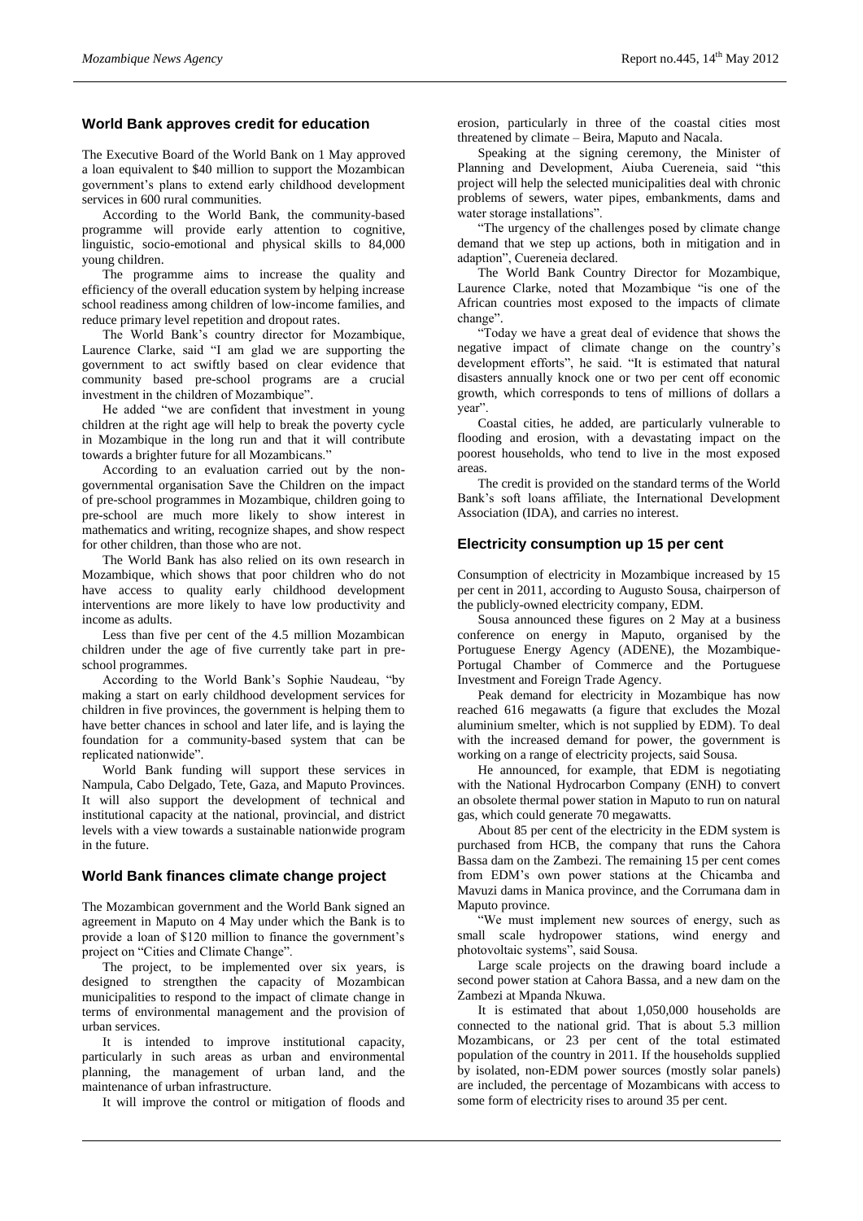## World Bank approves credit for education

The Executive Board of the World Bank on 1 May approved a loan equivalent to $40 million to support the Mozambican government's plans to extend early childhood development services in 600 rural communities.

According to the World Bank, the community-based programme will provide early attention to cognitive, linguistic, socio-emotional and physical skills to 84,000 young children.

The programme aims to increase the quality and efficiency of the overall education system by helping increase school readiness among children of low-income families, and reduce primary level repetition and dropout rates.

The World Bank's country director for Mozambique, Laurence Clarke, said "I am glad we are supporting the government to act swiftly based on clear evidence that community based pre-school programs are a crucial investment in the children of Mozambique".

He added "we are confident that investment in young children at the right age will help to break the poverty cycle in Mozambique in the long run and that it will contribute towards a brighter future for all Mozambicans."

According to an evaluation carried out by the non-governmental organisation Save the Children on the impact of pre-school programmes in Mozambique, children going to pre-school are much more likely to show interest in mathematics and writing, recognize shapes, and show respect for other children, than those who are not.

The World Bank has also relied on its own research in Mozambique, which shows that poor children who do not have access to quality early childhood development interventions are more likely to have low productivity and income as adults.

Less than five per cent of the 4.5 million Mozambican children under the age of five currently take part in pre-school programmes.

According to the World Bank's Sophie Naudeau, "by making a start on early childhood development services for children in five provinces, the government is helping them to have better chances in school and later life, and is laying the foundation for a community-based system that can be replicated nationwide".

World Bank funding will support these services in Nampula, Cabo Delgado, Tete, Gaza, and Maputo Provinces. It will also support the development of technical and institutional capacity at the national, provincial, and district levels with a view towards a sustainable nationwide program in the future.

## World Bank finances climate change project

The Mozambican government and the World Bank signed an agreement in Maputo on 4 May under which the Bank is to provide a loan of $120 million to finance the government's project on "Cities and Climate Change".

The project, to be implemented over six years, is designed to strengthen the capacity of Mozambican municipalities to respond to the impact of climate change in terms of environmental management and the provision of urban services.

It is intended to improve institutional capacity, particularly in such areas as urban and environmental planning, the management of urban land, and the maintenance of urban infrastructure.

It will improve the control or mitigation of floods and erosion, particularly in three of the coastal cities most threatened by climate – Beira, Maputo and Nacala.

Speaking at the signing ceremony, the Minister of Planning and Development, Aiuba Cuereneia, said "this project will help the selected municipalities deal with chronic problems of sewers, water pipes, embankments, dams and water storage installations".

"The urgency of the challenges posed by climate change demand that we step up actions, both in mitigation and in adaption", Cuereneia declared.

The World Bank Country Director for Mozambique, Laurence Clarke, noted that Mozambique "is one of the African countries most exposed to the impacts of climate change".

"Today we have a great deal of evidence that shows the negative impact of climate change on the country's development efforts", he said. "It is estimated that natural disasters annually knock one or two per cent off economic growth, which corresponds to tens of millions of dollars a year".

Coastal cities, he added, are particularly vulnerable to flooding and erosion, with a devastating impact on the poorest households, who tend to live in the most exposed areas.

The credit is provided on the standard terms of the World Bank's soft loans affiliate, the International Development Association (IDA), and carries no interest.

## Electricity consumption up 15 per cent

Consumption of electricity in Mozambique increased by 15 per cent in 2011, according to Augusto Sousa, chairperson of the publicly-owned electricity company, EDM.

Sousa announced these figures on 2 May at a business conference on energy in Maputo, organised by the Portuguese Energy Agency (ADENE), the Mozambique-Portugal Chamber of Commerce and the Portuguese Investment and Foreign Trade Agency.

Peak demand for electricity in Mozambique has now reached 616 megawatts (a figure that excludes the Mozal aluminium smelter, which is not supplied by EDM). To deal with the increased demand for power, the government is working on a range of electricity projects, said Sousa.

He announced, for example, that EDM is negotiating with the National Hydrocarbon Company (ENH) to convert an obsolete thermal power station in Maputo to run on natural gas, which could generate 70 megawatts.

About 85 per cent of the electricity in the EDM system is purchased from HCB, the company that runs the Cahora Bassa dam on the Zambezi. The remaining 15 per cent comes from EDM's own power stations at the Chicamba and Mavuzi dams in Manica province, and the Corrumana dam in Maputo province.

"We must implement new sources of energy, such as small scale hydropower stations, wind energy and photovoltaic systems", said Sousa.

Large scale projects on the drawing board include a second power station at Cahora Bassa, and a new dam on the Zambezi at Mpanda Nkuwa.

It is estimated that about 1,050,000 households are connected to the national grid. That is about 5.3 million Mozambicans, or 23 per cent of the total estimated population of the country in 2011. If the households supplied by isolated, non-EDM power sources (mostly solar panels) are included, the percentage of Mozambicans with access to some form of electricity rises to around 35 per cent.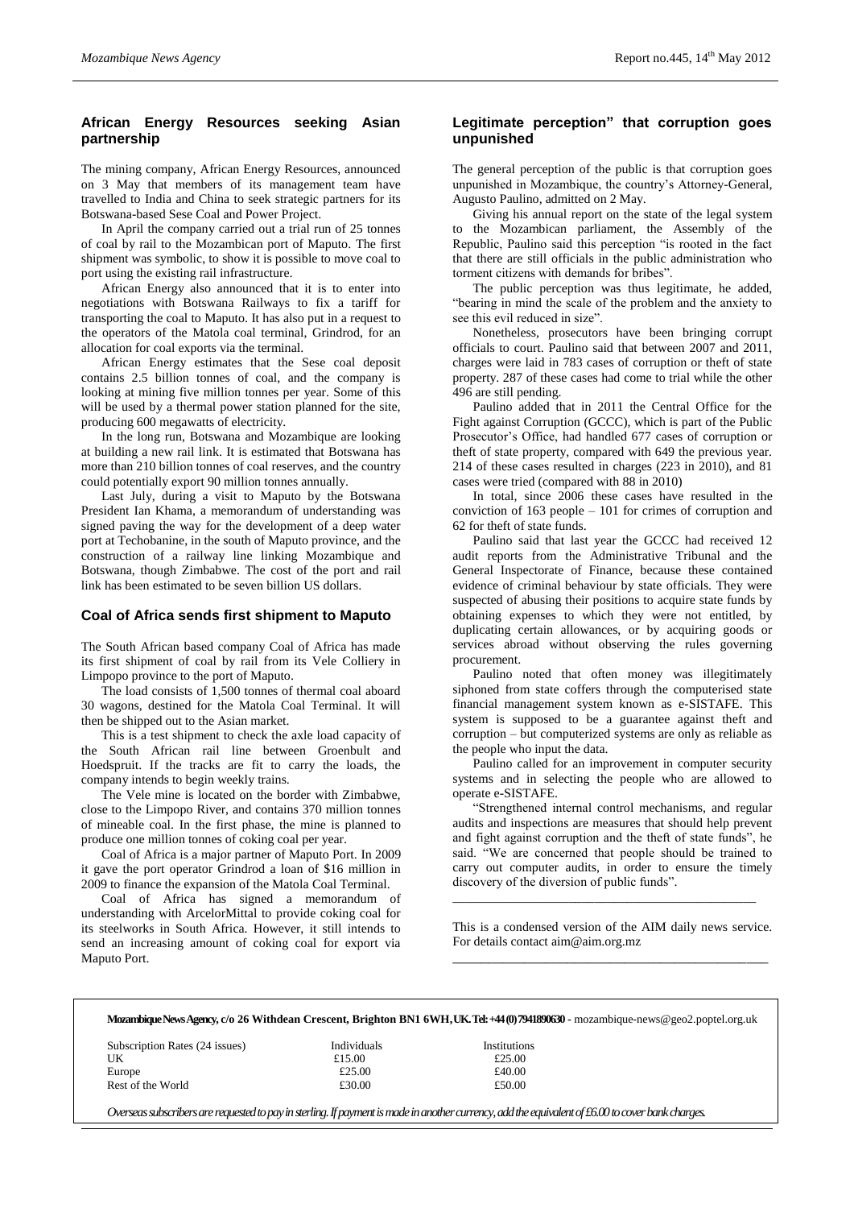## African Energy Resources seeking Asian partnership

The mining company, African Energy Resources, announced on 3 May that members of its management team have travelled to India and China to seek strategic partners for its Botswana-based Sese Coal and Power Project.

In April the company carried out a trial run of 25 tonnes of coal by rail to the Mozambican port of Maputo. The first shipment was symbolic, to show it is possible to move coal to port using the existing rail infrastructure.

African Energy also announced that it is to enter into negotiations with Botswana Railways to fix a tariff for transporting the coal to Maputo. It has also put in a request to the operators of the Matola coal terminal, Grindrod, for an allocation for coal exports via the terminal.

African Energy estimates that the Sese coal deposit contains 2.5 billion tonnes of coal, and the company is looking at mining five million tonnes per year. Some of this will be used by a thermal power station planned for the site, producing 600 megawatts of electricity.

In the long run, Botswana and Mozambique are looking at building a new rail link. It is estimated that Botswana has more than 210 billion tonnes of coal reserves, and the country could potentially export 90 million tonnes annually.

Last July, during a visit to Maputo by the Botswana President Ian Khama, a memorandum of understanding was signed paving the way for the development of a deep water port at Techobanine, in the south of Maputo province, and the construction of a railway line linking Mozambique and Botswana, though Zimbabwe. The cost of the port and rail link has been estimated to be seven billion US dollars.

## Coal of Africa sends first shipment to Maputo

The South African based company Coal of Africa has made its first shipment of coal by rail from its Vele Colliery in Limpopo province to the port of Maputo.

The load consists of 1,500 tonnes of thermal coal aboard 30 wagons, destined for the Matola Coal Terminal. It will then be shipped out to the Asian market.

This is a test shipment to check the axle load capacity of the South African rail line between Groenbult and Hoedspruit. If the tracks are fit to carry the loads, the company intends to begin weekly trains.

The Vele mine is located on the border with Zimbabwe, close to the Limpopo River, and contains 370 million tonnes of mineable coal. In the first phase, the mine is planned to produce one million tonnes of coking coal per year.

Coal of Africa is a major partner of Maputo Port. In 2009 it gave the port operator Grindrod a loan of $16 million in 2009 to finance the expansion of the Matola Coal Terminal.

Coal of Africa has signed a memorandum of understanding with ArcelorMittal to provide coking coal for its steelworks in South Africa. However, it still intends to send an increasing amount of coking coal for export via Maputo Port.

## Legitimate perception" that corruption goes unpunished

The general perception of the public is that corruption goes unpunished in Mozambique, the country's Attorney-General, Augusto Paulino, admitted on 2 May.

Giving his annual report on the state of the legal system to the Mozambican parliament, the Assembly of the Republic, Paulino said this perception "is rooted in the fact that there are still officials in the public administration who torment citizens with demands for bribes".

The public perception was thus legitimate, he added, "bearing in mind the scale of the problem and the anxiety to see this evil reduced in size".

Nonetheless, prosecutors have been bringing corrupt officials to court. Paulino said that between 2007 and 2011, charges were laid in 783 cases of corruption or theft of state property. 287 of these cases had come to trial while the other 496 are still pending.

Paulino added that in 2011 the Central Office for the Fight against Corruption (GCCC), which is part of the Public Prosecutor's Office, had handled 677 cases of corruption or theft of state property, compared with 649 the previous year. 214 of these cases resulted in charges (223 in 2010), and 81 cases were tried (compared with 88 in 2010)

In total, since 2006 these cases have resulted in the conviction of 163 people – 101 for crimes of corruption and 62 for theft of state funds.

Paulino said that last year the GCCC had received 12 audit reports from the Administrative Tribunal and the General Inspectorate of Finance, because these contained evidence of criminal behaviour by state officials. They were suspected of abusing their positions to acquire state funds by obtaining expenses to which they were not entitled, by duplicating certain allowances, or by acquiring goods or services abroad without observing the rules governing procurement.

Paulino noted that often money was illegitimately siphoned from state coffers through the computerised state financial management system known as e-SISTAFE. This system is supposed to be a guarantee against theft and corruption – but computerized systems are only as reliable as the people who input the data.

Paulino called for an improvement in computer security systems and in selecting the people who are allowed to operate e-SISTAFE.

"Strengthened internal control mechanisms, and regular audits and inspections are measures that should help prevent and fight against corruption and the theft of state funds", he said. "We are concerned that people should be trained to carry out computer audits, in order to ensure the timely discovery of the diversion of public funds".

---

This is a condensed version of the AIM daily news service. For details contact aim@aim.org.mz

---

**Mozambique News Agency, c/o 26 Withdean Crescent, Brighton BN1 6WH, UK. Tel: +44 (0) 7941890630** - mozambique-news@geo2.poptel.org.uk

| Subscription Rates (24 issues) | Individuals | Institutions |
|---|---|---|
| UK | £15.00 | £25.00 |
| Europe | £25.00 | £40.00 |
| Rest of the World | £30.00 | £50.00 |

*Overseas subscribers are requested to pay in sterling. If payment is made in another currency, add the equivalent of £6.00 to cover bank charges.*